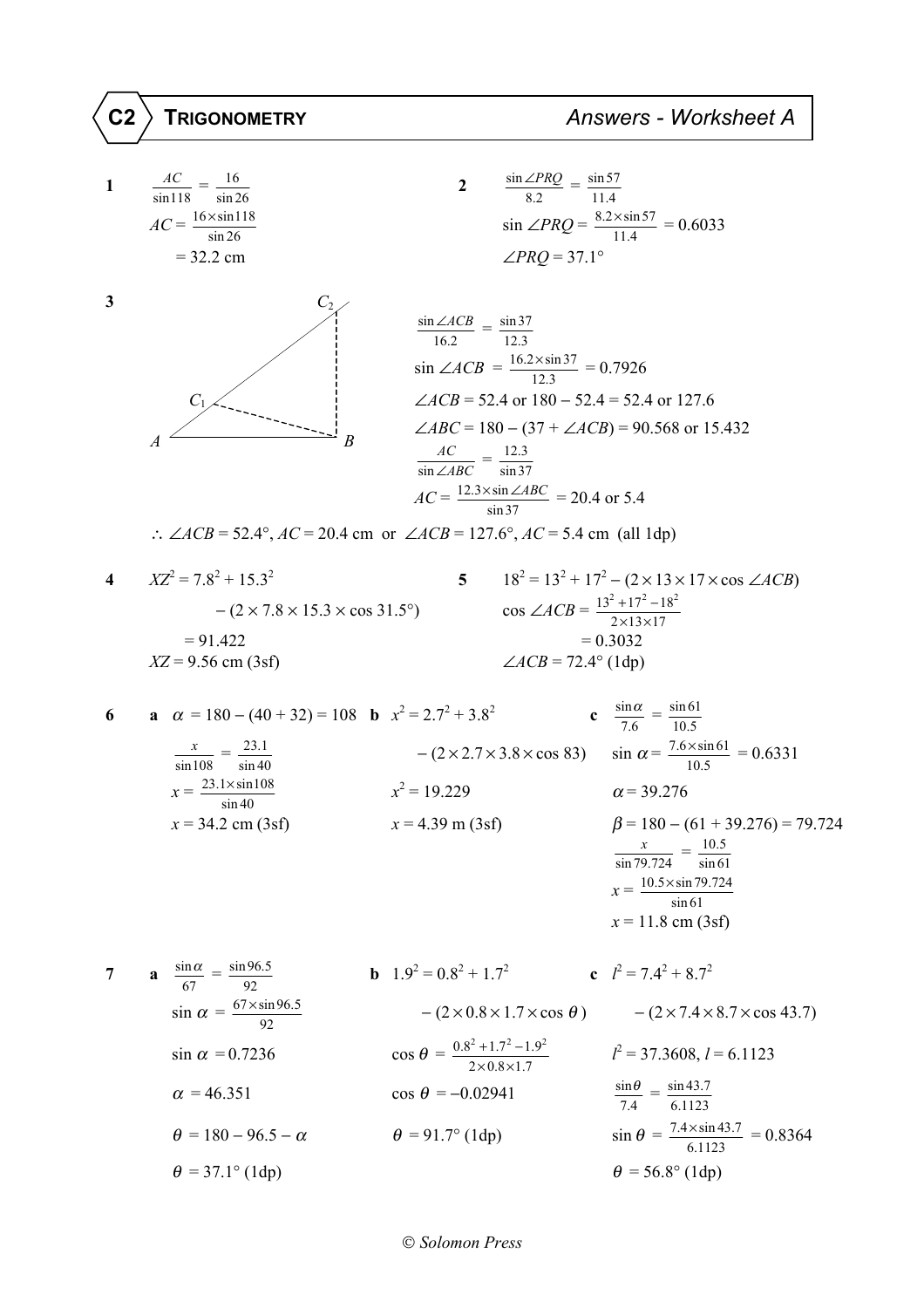# C2 TRIGONOMETRY — Answers - Worksheet A

**1**

$\frac{AC}{\sin 118} = \frac{16}{\sin 26}$

$AC = \frac{16 \times \sin 118}{\sin 26}$

$= 32.2$ cm

**2**

$\frac{\sin \angle PRQ}{8.2} = \frac{\sin 57}{11.4}$

$\sin \angle PRQ = \frac{8.2 \times \sin 57}{11.4} = 0.6033$

$\angle PRQ = 37.1°$

**3**

$\frac{\sin \angle ACB}{16.2} = \frac{\sin 37}{12.3}$

$\sin \angle ACB = \frac{16.2 \times \sin 37}{12.3} = 0.7926$

$\angle ACB = 52.4$ or $180 - 52.4 = 52.4$ or $127.6$

$\angle ABC = 180 - (37 + \angle ACB) = 90.568$ or $15.432$

$\frac{AC}{\sin \angle ABC} = \frac{12.3}{\sin 37}$

$AC = \frac{12.3 \times \sin \angle ABC}{\sin 37} = 20.4$ or $5.4$

$\therefore \angle ACB = 52.4°$, $AC = 20.4$ cm or $\angle ACB = 127.6°$, $AC = 5.4$ cm (all 1dp)

**4**

$XZ^2 = 7.8^2 + 15.3^2 - (2 \times 7.8 \times 15.3 \times \cos 31.5°)$

$= 91.422$

$XZ = 9.56$ cm (3sf)

**5**

$18^2 = 13^2 + 17^2 - (2 \times 13 \times 17 \times \cos \angle ACB)$

$\cos \angle ACB = \frac{13^2 + 17^2 - 18^2}{2 \times 13 \times 17}$

$= 0.3032$

$\angle ACB = 72.4°$ (1dp)

**6**

**a** $\alpha = 180 - (40 + 32) = 108$

$\frac{x}{\sin 108} = \frac{23.1}{\sin 40}$

$x = \frac{23.1 \times \sin 108}{\sin 40}$

$x = 34.2$ cm (3sf)

**b** $x^2 = 2.7^2 + 3.8^2 - (2 \times 2.7 \times 3.8 \times \cos 83)$

$x^2 = 19.229$

$x = 4.39$ m (3sf)

**c** $\frac{\sin \alpha}{7.6} = \frac{\sin 61}{10.5}$

$\sin \alpha = \frac{7.6 \times \sin 61}{10.5} = 0.6331$

$\alpha = 39.276$

$\beta = 180 - (61 + 39.276) = 79.724$

$\frac{x}{\sin 79.724} = \frac{10.5}{\sin 61}$

$x = \frac{10.5 \times \sin 79.724}{\sin 61}$

$x = 11.8$ cm (3sf)

**7**

**a** $\frac{\sin \alpha}{67} = \frac{\sin 96.5}{92}$

$\sin \alpha = \frac{67 \times \sin 96.5}{92}$

$\sin \alpha = 0.7236$

$\alpha = 46.351$

$\theta = 180 - 96.5 - \alpha$

$\theta = 37.1°$ (1dp)

**b** $1.9^2 = 0.8^2 + 1.7^2 - (2 \times 0.8 \times 1.7 \times \cos \theta)$

$\cos \theta = \frac{0.8^2 + 1.7^2 - 1.9^2}{2 \times 0.8 \times 1.7}$

$\cos \theta = -0.02941$

$\theta = 91.7°$ (1dp)

**c** $l^2 = 7.4^2 + 8.7^2 - (2 \times 7.4 \times 8.7 \times \cos 43.7)$

$l^2 = 37.3608$, $l = 6.1123$

$\frac{\sin \theta}{7.4} = \frac{\sin 43.7}{6.1123}$

$\sin \theta = \frac{7.4 \times \sin 43.7}{6.1123} = 0.8364$

$\theta = 56.8°$ (1dp)

© Solomon Press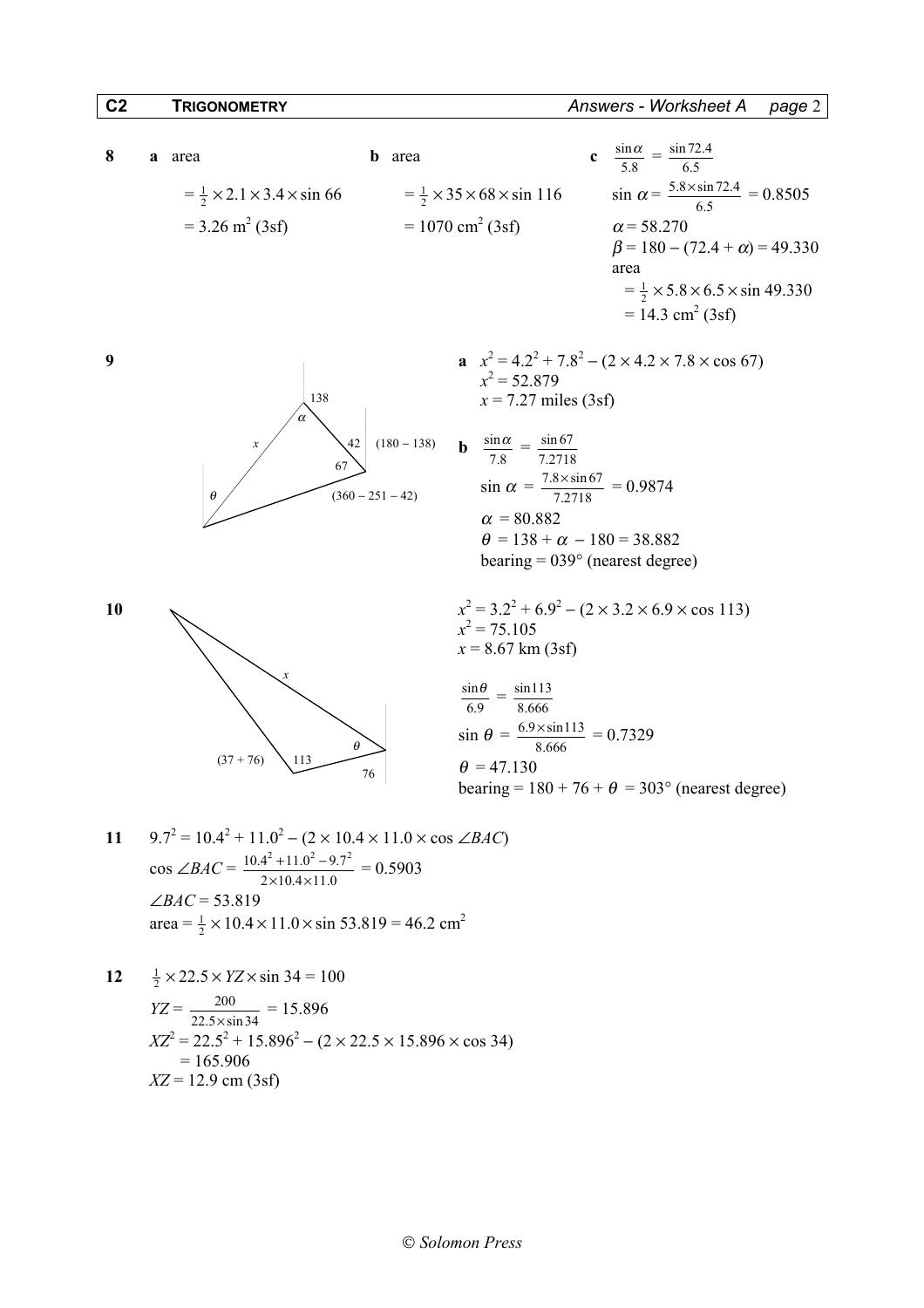**8** **a** area

$= \frac{1}{2} \times 2.1 \times 3.4 \times \sin 66$

$= 3.26 \text{ m}^2$ (3sf)

**b** area

$= \frac{1}{2} \times 35 \times 68 \times \sin 116$

$= 1070 \text{ cm}^2$ (3sf)

**c** $\frac{\sin \alpha}{5.8} = \frac{\sin 72.4}{6.5}$

$\sin \alpha = \frac{5.8 \times \sin 72.4}{6.5} = 0.8505$

$\alpha = 58.270$

$\beta = 180 - (72.4 + \alpha) = 49.330$

area

$= \frac{1}{2} \times 5.8 \times 6.5 \times \sin 49.330$

$= 14.3 \text{ cm}^2$ (3sf)

**9**

138

$\alpha$

$x$

42 (180 − 138)

67

$\theta$

(360 − 251 − 42)

**a** $x^2 = 4.2^2 + 7.8^2 - (2 \times 4.2 \times 7.8 \times \cos 67)$

$x^2 = 52.879$

$x = 7.27$ miles (3sf)

**b** $\frac{\sin \alpha}{7.8} = \frac{\sin 67}{7.2718}$

$\sin \alpha = \frac{7.8 \times \sin 67}{7.2718} = 0.9874$

$\alpha = 80.882$

$\theta = 138 + \alpha - 180 = 38.882$

bearing = 039° (nearest degree)

**10**

$x$

$\theta$

(37 + 76) 113

76

$x^2 = 3.2^2 + 6.9^2 - (2 \times 3.2 \times 6.9 \times \cos 113)$

$x^2 = 75.105$

$x = 8.67$ km (3sf)

$\frac{\sin \theta}{6.9} = \frac{\sin 113}{8.666}$

$\sin \theta = \frac{6.9 \times \sin 113}{8.666} = 0.7329$

$\theta = 47.130$

bearing = $180 + 76 + \theta$ = 303° (nearest degree)

**11** $9.7^2 = 10.4^2 + 11.0^2 - (2 \times 10.4 \times 11.0 \times \cos \angle BAC)$

$\cos \angle BAC = \frac{10.4^2 + 11.0^2 - 9.7^2}{2 \times 10.4 \times 11.0} = 0.5903$

$\angle BAC = 53.819$

area = $\frac{1}{2} \times 10.4 \times 11.0 \times \sin 53.819 = 46.2 \text{ cm}^2$

**12** $\frac{1}{2} \times 22.5 \times YZ \times \sin 34 = 100$

$YZ = \frac{200}{22.5 \times \sin 34} = 15.896$

$XZ^2 = 22.5^2 + 15.896^2 - (2 \times 22.5 \times 15.896 \times \cos 34)$

$= 165.906$

$XZ = 12.9$ cm (3sf)